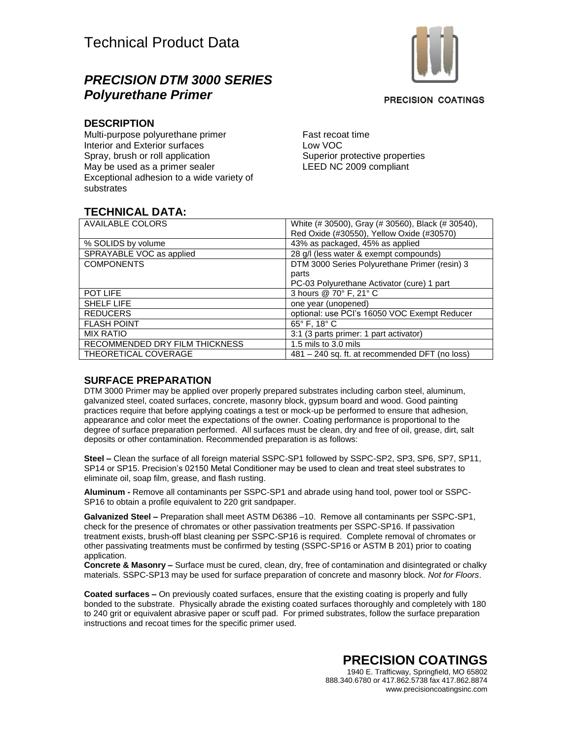# Technical Product Data

## *PRECISION DTM 3000 SERIES*
## *Polyurethane Primer*

PRECISION COATINGS

### DESCRIPTION

Multi-purpose polyurethane primer
Interior and Exterior surfaces
Spray, brush or roll application
May be used as a primer sealer
Exceptional adhesion to a wide variety of substrates

Fast recoat time
Low VOC
Superior protective properties
LEED NC 2009 compliant

### TECHNICAL DATA:

| AVAILABLE COLORS | White (# 30500), Gray (# 30560), Black (# 30540), Red Oxide (#30550), Yellow Oxide (#30570) |
|---|---|
| % SOLIDS by volume | 43% as packaged, 45% as applied |
| SPRAYABLE VOC as applied | 28 g/l (less water & exempt compounds) |
| COMPONENTS | DTM 3000 Series Polyurethane Primer (resin) 3 parts<br>PC-03 Polyurethane Activator (cure) 1 part |
| POT LIFE | 3 hours @ 70° F, 21° C |
| SHELF LIFE | one year (unopened) |
| REDUCERS | optional: use PCI's 16050 VOC Exempt Reducer |
| FLASH POINT | 65° F, 18° C |
| MIX RATIO | 3:1 (3 parts primer: 1 part activator) |
| RECOMMENDED DRY FILM THICKNESS | 1.5 mils to 3.0 mils |
| THEORETICAL COVERAGE | 481 – 240 sq. ft. at recommended DFT (no loss) |

### SURFACE PREPARATION

DTM 3000 Primer may be applied over properly prepared substrates including carbon steel, aluminum, galvanized steel, coated surfaces, concrete, masonry block, gypsum board and wood. Good painting practices require that before applying coatings a test or mock-up be performed to ensure that adhesion, appearance and color meet the expectations of the owner. Coating performance is proportional to the degree of surface preparation performed. All surfaces must be clean, dry and free of oil, grease, dirt, salt deposits or other contamination. Recommended preparation is as follows:

**Steel –** Clean the surface of all foreign material SSPC-SP1 followed by SSPC-SP2, SP3, SP6, SP7, SP11, SP14 or SP15. Precision's 02150 Metal Conditioner may be used to clean and treat steel substrates to eliminate oil, soap film, grease, and flash rusting.

**Aluminum -** Remove all contaminants per SSPC-SP1 and abrade using hand tool, power tool or SSPC-SP16 to obtain a profile equivalent to 220 grit sandpaper.

**Galvanized Steel –** Preparation shall meet ASTM D6386 –10. Remove all contaminants per SSPC-SP1, check for the presence of chromates or other passivation treatments per SSPC-SP16. If passivation treatment exists, brush-off blast cleaning per SSPC-SP16 is required. Complete removal of chromates or other passivating treatments must be confirmed by testing (SSPC-SP16 or ASTM B 201) prior to coating application.

**Concrete & Masonry –** Surface must be cured, clean, dry, free of contamination and disintegrated or chalky materials. SSPC-SP13 may be used for surface preparation of concrete and masonry block. *Not for Floors*.

**Coated surfaces –** On previously coated surfaces, ensure that the existing coating is properly and fully bonded to the substrate. Physically abrade the existing coated surfaces thoroughly and completely with 180 to 240 grit or equivalent abrasive paper or scuff pad. For primed substrates, follow the surface preparation instructions and recoat times for the specific primer used.

**PRECISION COATINGS**
1940 E. Trafficway, Springfield, MO 65802
888.340.6780 or 417.862.5738 fax 417.862.8874
www.precisioncoatingsinc.com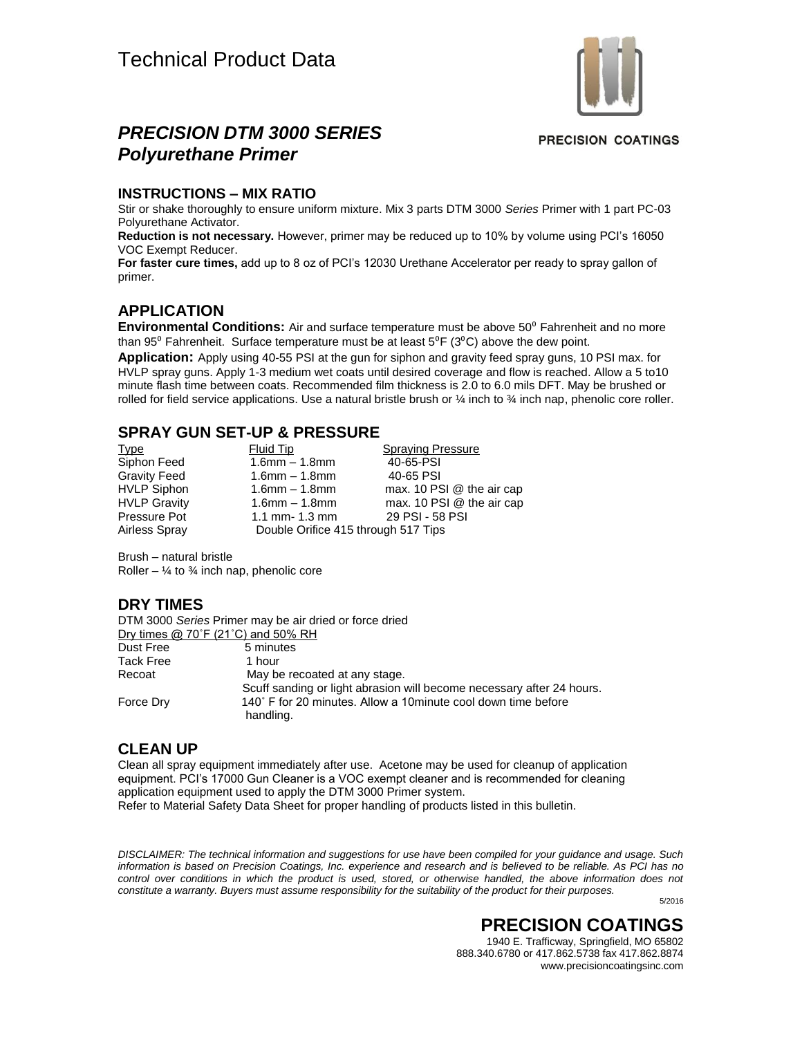# Technical Product Data

PRECISION COATINGS

## *PRECISION DTM 3000 SERIES Polyurethane Primer*

### INSTRUCTIONS – MIX RATIO

Stir or shake thoroughly to ensure uniform mixture. Mix 3 parts DTM 3000 *Series* Primer with 1 part PC-03 Polyurethane Activator.

**Reduction is not necessary.** However, primer may be reduced up to 10% by volume using PCI's 16050 VOC Exempt Reducer.

**For faster cure times,** add up to 8 oz of PCI's 12030 Urethane Accelerator per ready to spray gallon of primer.

### APPLICATION

**Environmental Conditions:** Air and surface temperature must be above 50° Fahrenheit and no more than 95° Fahrenheit. Surface temperature must be at least 5°F (3°C) above the dew point.

**Application:** Apply using 40-55 PSI at the gun for siphon and gravity feed spray guns, 10 PSI max. for HVLP spray guns. Apply 1-3 medium wet coats until desired coverage and flow is reached. Allow a 5 to10 minute flash time between coats. Recommended film thickness is 2.0 to 6.0 mils DFT. May be brushed or rolled for field service applications. Use a natural bristle brush or ¼ inch to ¾ inch nap, phenolic core roller.

### SPRAY GUN SET-UP & PRESSURE

| Type | Fluid Tip | Spraying Pressure |
|---|---|---|
| Siphon Feed | 1.6mm – 1.8mm | 40-65-PSI |
| Gravity Feed | 1.6mm – 1.8mm | 40-65 PSI |
| HVLP Siphon | 1.6mm – 1.8mm | max. 10 PSI @ the air cap |
| HVLP Gravity | 1.6mm – 1.8mm | max. 10 PSI @ the air cap |
| Pressure Pot | 1.1 mm- 1.3 mm | 29 PSI - 58 PSI |
| Airless Spray | Double Orifice 415 through 517 Tips | |

Brush – natural bristle
Roller – ¼ to ¾ inch nap, phenolic core

### DRY TIMES

DTM 3000 *Series* Primer may be air dried or force dried

Dry times @ 70˚F (21˚C) and 50% RH

| | |
|---|---|
| Dust Free | 5 minutes |
| Tack Free | 1 hour |
| Recoat | May be recoated at any stage. Scuff sanding or light abrasion will become necessary after 24 hours. |
| Force Dry | 140˚ F for 20 minutes. Allow a 10minute cool down time before handling. |

### CLEAN UP

Clean all spray equipment immediately after use. Acetone may be used for cleanup of application equipment. PCI's 17000 Gun Cleaner is a VOC exempt cleaner and is recommended for cleaning application equipment used to apply the DTM 3000 Primer system.
Refer to Material Safety Data Sheet for proper handling of products listed in this bulletin.

*DISCLAIMER: The technical information and suggestions for use have been compiled for your guidance and usage. Such information is based on Precision Coatings, Inc. experience and research and is believed to be reliable. As PCI has no control over conditions in which the product is used, stored, or otherwise handled, the above information does not constitute a warranty. Buyers must assume responsibility for the suitability of the product for their purposes.*

5/2016

**PRECISION COATINGS**
1940 E. Trafficway, Springfield, MO 65802
888.340.6780 or 417.862.5738 fax 417.862.8874
www.precisioncoatingsinc.com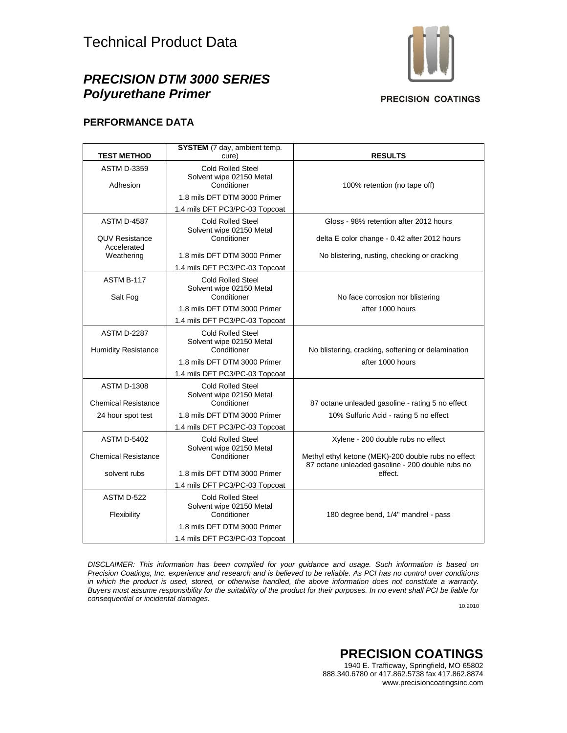# Technical Product Data

## *PRECISION DTM 3000 SERIES*
## *Polyurethane Primer*

PRECISION COATINGS

### PERFORMANCE DATA

| TEST METHOD | SYSTEM (7 day, ambient temp. cure) | RESULTS |
|---|---|---|
| ASTM D-3359<br>Adhesion | Cold Rolled Steel<br>Solvent wipe 02150 Metal Conditioner<br>1.8 mils DFT DTM 3000 Primer<br>1.4 mils DFT PC3/PC-03 Topcoat | 100% retention (no tape off) |
| ASTM D-4587<br>QUV Resistance Accelerated Weathering | Cold Rolled Steel<br>Solvent wipe 02150 Metal Conditioner<br>1.8 mils DFT DTM 3000 Primer<br>1.4 mils DFT PC3/PC-03 Topcoat | Gloss - 98% retention after 2012 hours<br>delta E color change - 0.42 after 2012 hours<br>No blistering, rusting, checking or cracking |
| ASTM B-117<br>Salt Fog | Cold Rolled Steel<br>Solvent wipe 02150 Metal Conditioner<br>1.8 mils DFT DTM 3000 Primer<br>1.4 mils DFT PC3/PC-03 Topcoat | No face corrosion nor blistering<br>after 1000 hours |
| ASTM D-2287<br>Humidity Resistance | Cold Rolled Steel<br>Solvent wipe 02150 Metal Conditioner<br>1.8 mils DFT DTM 3000 Primer<br>1.4 mils DFT PC3/PC-03 Topcoat | No blistering, cracking, softening or delamination<br>after 1000 hours |
| ASTM D-1308<br>Chemical Resistance<br>24 hour spot test | Cold Rolled Steel<br>Solvent wipe 02150 Metal Conditioner<br>1.8 mils DFT DTM 3000 Primer<br>1.4 mils DFT PC3/PC-03 Topcoat | 87 octane unleaded gasoline - rating 5 no effect<br>10% Sulfuric Acid - rating 5 no effect |
| ASTM D-5402<br>Chemical Resistance<br>solvent rubs | Cold Rolled Steel<br>Solvent wipe 02150 Metal Conditioner<br>1.8 mils DFT DTM 3000 Primer<br>1.4 mils DFT PC3/PC-03 Topcoat | Xylene - 200 double rubs no effect<br>Methyl ethyl ketone (MEK)-200 double rubs no effect<br>87 octane unleaded gasoline - 200 double rubs no effect. |
| ASTM D-522<br>Flexibility | Cold Rolled Steel<br>Solvent wipe 02150 Metal Conditioner<br>1.8 mils DFT DTM 3000 Primer<br>1.4 mils DFT PC3/PC-03 Topcoat | 180 degree bend, 1/4" mandrel - pass |

*DISCLAIMER: This information has been compiled for your guidance and usage. Such information is based on Precision Coatings, Inc. experience and research and is believed to be reliable. As PCI has no control over conditions in which the product is used, stored, or otherwise handled, the above information does not constitute a warranty. Buyers must assume responsibility for the suitability of the product for their purposes. In no event shall PCI be liable for consequential or incidental damages.*

10.2010

**PRECISION COATINGS**
1940 E. Trafficway, Springfield, MO 65802
888.340.6780 or 417.862.5738 fax 417.862.8874
www.precisioncoatingsinc.com